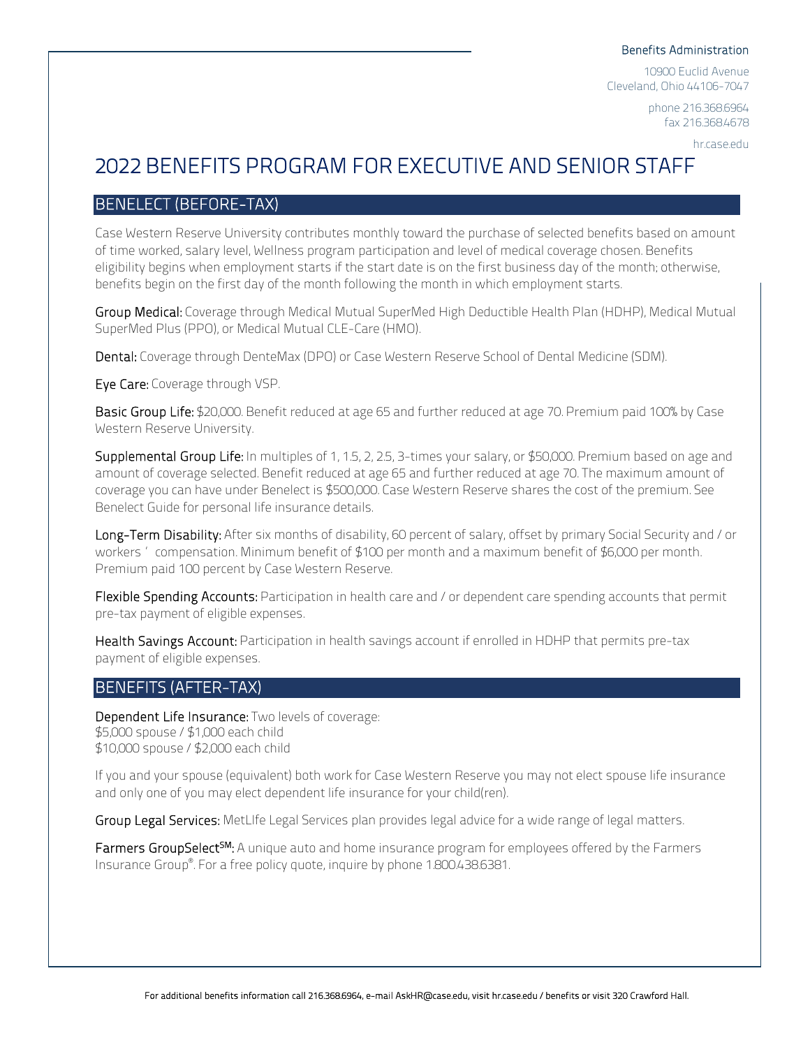Benefits Administration

10900 Euclid Avenue
Cleveland, Ohio 44106-7047

phone 216.368.6964
fax 216.368.4678

hr.case.edu

# 2022 BENEFITS PROGRAM FOR EXECUTIVE AND SENIOR STAFF

## BENELECT (BEFORE-TAX)

Case Western Reserve University contributes monthly toward the purchase of selected benefits based on amount of time worked, salary level, Wellness program participation and level of medical coverage chosen. Benefits eligibility begins when employment starts if the start date is on the first business day of the month; otherwise, benefits begin on the first day of the month following the month in which employment starts.

**Group Medical:** Coverage through Medical Mutual SuperMed High Deductible Health Plan (HDHP), Medical Mutual SuperMed Plus (PPO), or Medical Mutual CLE-Care (HMO).

**Dental:** Coverage through DenteMax (DPO) or Case Western Reserve School of Dental Medicine (SDM).

**Eye Care:** Coverage through VSP.

**Basic Group Life:** $20,000. Benefit reduced at age 65 and further reduced at age 70. Premium paid 100% by Case Western Reserve University.

**Supplemental Group Life:** In multiples of 1, 1.5, 2, 2.5, 3-times your salary, or $50,000. Premium based on age and amount of coverage selected. Benefit reduced at age 65 and further reduced at age 70. The maximum amount of coverage you can have under Benelect is $500,000. Case Western Reserve shares the cost of the premium. See Benelect Guide for personal life insurance details.

**Long-Term Disability:** After six months of disability, 60 percent of salary, offset by primary Social Security and / or workers' compensation. Minimum benefit of $100 per month and a maximum benefit of $6,000 per month. Premium paid 100 percent by Case Western Reserve.

**Flexible Spending Accounts:** Participation in health care and / or dependent care spending accounts that permit pre-tax payment of eligible expenses.

**Health Savings Account:** Participation in health savings account if enrolled in HDHP that permits pre-tax payment of eligible expenses.

## BENEFITS (AFTER-TAX)

**Dependent Life Insurance:** Two levels of coverage:
$5,000 spouse / $1,000 each child
$10,000 spouse / $2,000 each child

If you and your spouse (equivalent) both work for Case Western Reserve you may not elect spouse life insurance and only one of you may elect dependent life insurance for your child(ren).

**Group Legal Services:** MetLIfe Legal Services plan provides legal advice for a wide range of legal matters.

**Farmers GroupSelect℠:** A unique auto and home insurance program for employees offered by the Farmers Insurance Group®. For a free policy quote, inquire by phone 1.800.438.6381.

For additional benefits information call 216.368.6964, e-mail AskHR@case.edu, visit hr.case.edu / benefits or visit 320 Crawford Hall.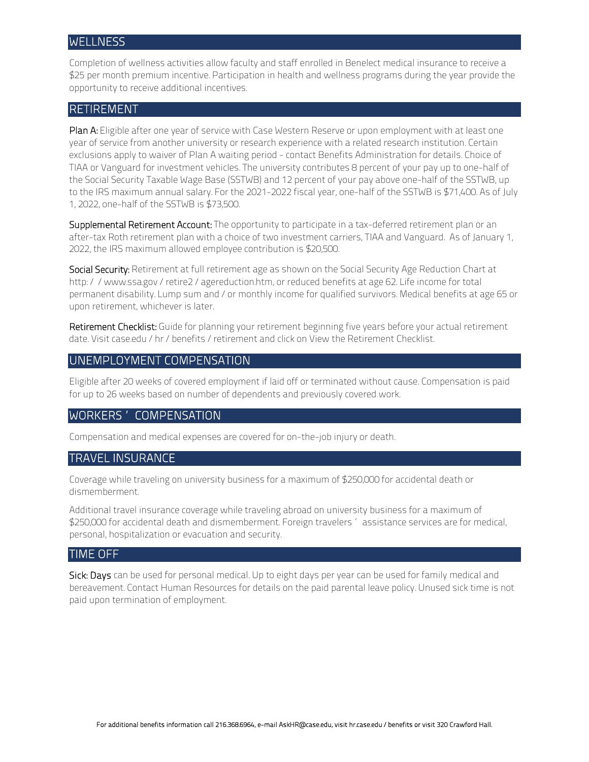## WELLNESS

Completion of wellness activities allow faculty and staff enrolled in Benelect medical insurance to receive a $25 per month premium incentive. Participation in health and wellness programs during the year provide the opportunity to receive additional incentives.

## RETIREMENT

**Plan A:** Eligible after one year of service with Case Western Reserve or upon employment with at least one year of service from another university or research experience with a related research institution. Certain exclusions apply to waiver of Plan A waiting period - contact Benefits Administration for details. Choice of TIAA or Vanguard for investment vehicles. The university contributes 8 percent of your pay up to one-half of the Social Security Taxable Wage Base (SSTWB) and 12 percent of your pay above one-half of the SSTWB, up to the IRS maximum annual salary. For the 2021-2022 fiscal year, one-half of the SSTWB is $71,400. As of July 1, 2022, one-half of the SSTWB is $73,500.

**Supplemental Retirement Account:** The opportunity to participate in a tax-deferred retirement plan or an after-tax Roth retirement plan with a choice of two investment carriers, TIAA and Vanguard. As of January 1, 2022, the IRS maximum allowed employee contribution is $20,500.

**Social Security:** Retirement at full retirement age as shown on the Social Security Age Reduction Chart at http://www.ssa.gov/retire2/agereduction.htm, or reduced benefits at age 62. Life income for total permanent disability. Lump sum and/or monthly income for qualified survivors. Medical benefits at age 65 or upon retirement, whichever is later.

**Retirement Checklist:** Guide for planning your retirement beginning five years before your actual retirement date. Visit case.edu/hr/benefits/retirement and click on View the Retirement Checklist.

## UNEMPLOYMENT COMPENSATION

Eligible after 20 weeks of covered employment if laid off or terminated without cause. Compensation is paid for up to 26 weeks based on number of dependents and previously covered work.

## WORKERS' COMPENSATION

Compensation and medical expenses are covered for on-the-job injury or death.

## TRAVEL INSURANCE

Coverage while traveling on university business for a maximum of $250,000 for accidental death or dismemberment.

Additional travel insurance coverage while traveling abroad on university business for a maximum of $250,000 for accidental death and dismemberment. Foreign travelers' assistance services are for medical, personal, hospitalization or evacuation and security.

## TIME OFF

**Sick: Days** can be used for personal medical. Up to eight days per year can be used for family medical and bereavement. Contact Human Resources for details on the paid parental leave policy. Unused sick time is not paid upon termination of employment.

For additional benefits information call 216.368.6964, e-mail AskHR@case.edu, visit hr.case.edu/benefits or visit 320 Crawford Hall.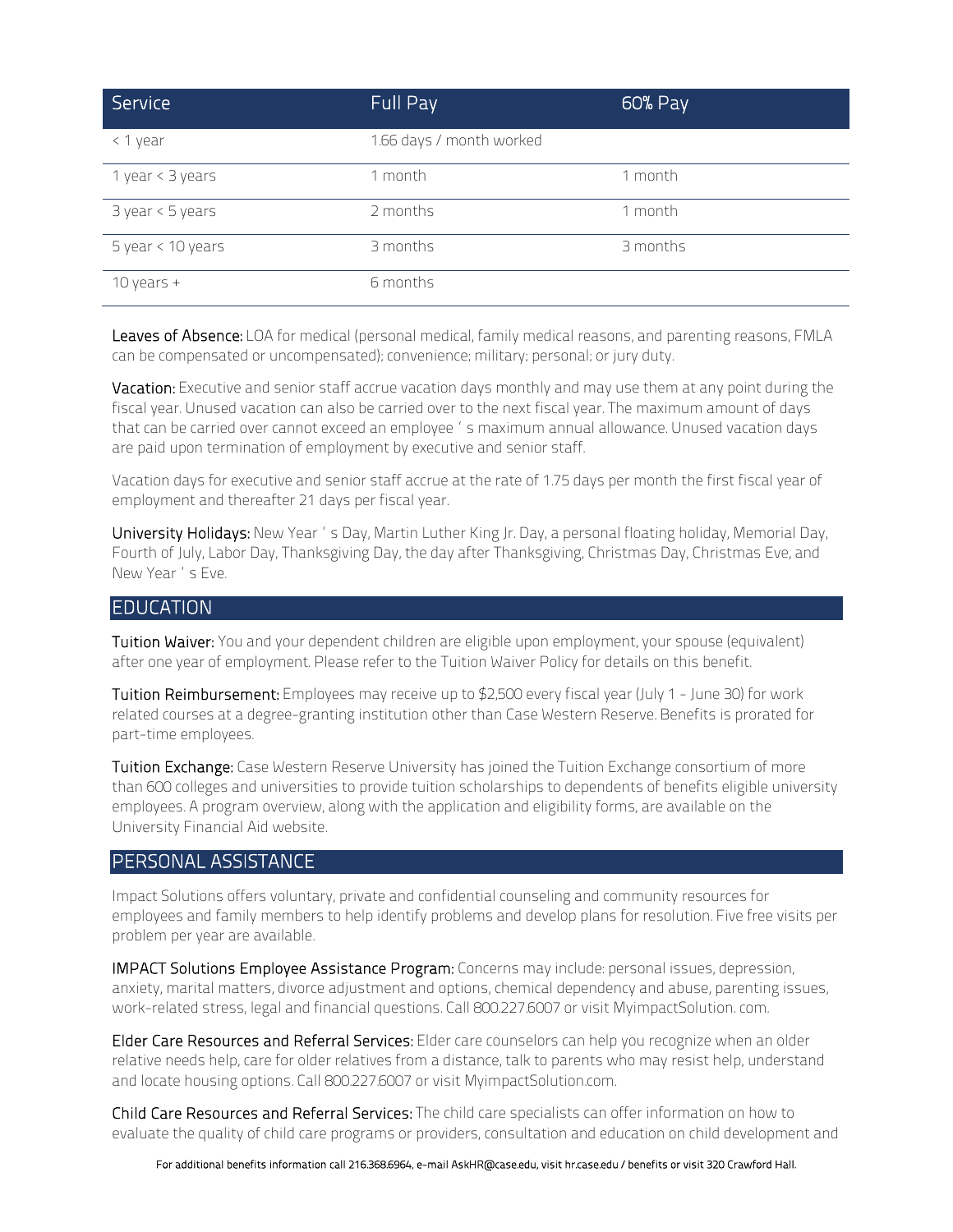| Service | Full Pay | 60% Pay |
|---|---|---|
| < 1 year | 1.66 days / month worked | |
| 1 year < 3 years | 1 month | 1 month |
| 3 year < 5 years | 2 months | 1 month |
| 5 year < 10 years | 3 months | 3 months |
| 10 years + | 6 months | |

**Leaves of Absence:** LOA for medical (personal medical, family medical reasons, and parenting reasons, FMLA can be compensated or uncompensated); convenience; military; personal; or jury duty.

**Vacation:** Executive and senior staff accrue vacation days monthly and may use them at any point during the fiscal year. Unused vacation can also be carried over to the next fiscal year. The maximum amount of days that can be carried over cannot exceed an employee's maximum annual allowance. Unused vacation days are paid upon termination of employment by executive and senior staff.

Vacation days for executive and senior staff accrue at the rate of 1.75 days per month the first fiscal year of employment and thereafter 21 days per fiscal year.

**University Holidays:** New Year's Day, Martin Luther King Jr. Day, a personal floating holiday, Memorial Day, Fourth of July, Labor Day, Thanksgiving Day, the day after Thanksgiving, Christmas Day, Christmas Eve, and New Year's Eve.

## EDUCATION

**Tuition Waiver:** You and your dependent children are eligible upon employment, your spouse (equivalent) after one year of employment. Please refer to the Tuition Waiver Policy for details on this benefit.

**Tuition Reimbursement:** Employees may receive up to $2,500 every fiscal year (July 1 - June 30) for work related courses at a degree-granting institution other than Case Western Reserve. Benefits is prorated for part-time employees.

**Tuition Exchange:** Case Western Reserve University has joined the Tuition Exchange consortium of more than 600 colleges and universities to provide tuition scholarships to dependents of benefits eligible university employees. A program overview, along with the application and eligibility forms, are available on the University Financial Aid website.

## PERSONAL ASSISTANCE

Impact Solutions offers voluntary, private and confidential counseling and community resources for employees and family members to help identify problems and develop plans for resolution. Five free visits per problem per year are available.

**IMPACT Solutions Employee Assistance Program:** Concerns may include: personal issues, depression, anxiety, marital matters, divorce adjustment and options, chemical dependency and abuse, parenting issues, work-related stress, legal and financial questions. Call 800.227.6007 or visit MyimpactSolution. com.

**Elder Care Resources and Referral Services:** Elder care counselors can help you recognize when an older relative needs help, care for older relatives from a distance, talk to parents who may resist help, understand and locate housing options. Call 800.227.6007 or visit MyimpactSolution.com.

**Child Care Resources and Referral Services:** The child care specialists can offer information on how to evaluate the quality of child care programs or providers, consultation and education on child development and

For additional benefits information call 216.368.6964, e-mail AskHR@case.edu, visit hr.case.edu / benefits or visit 320 Crawford Hall.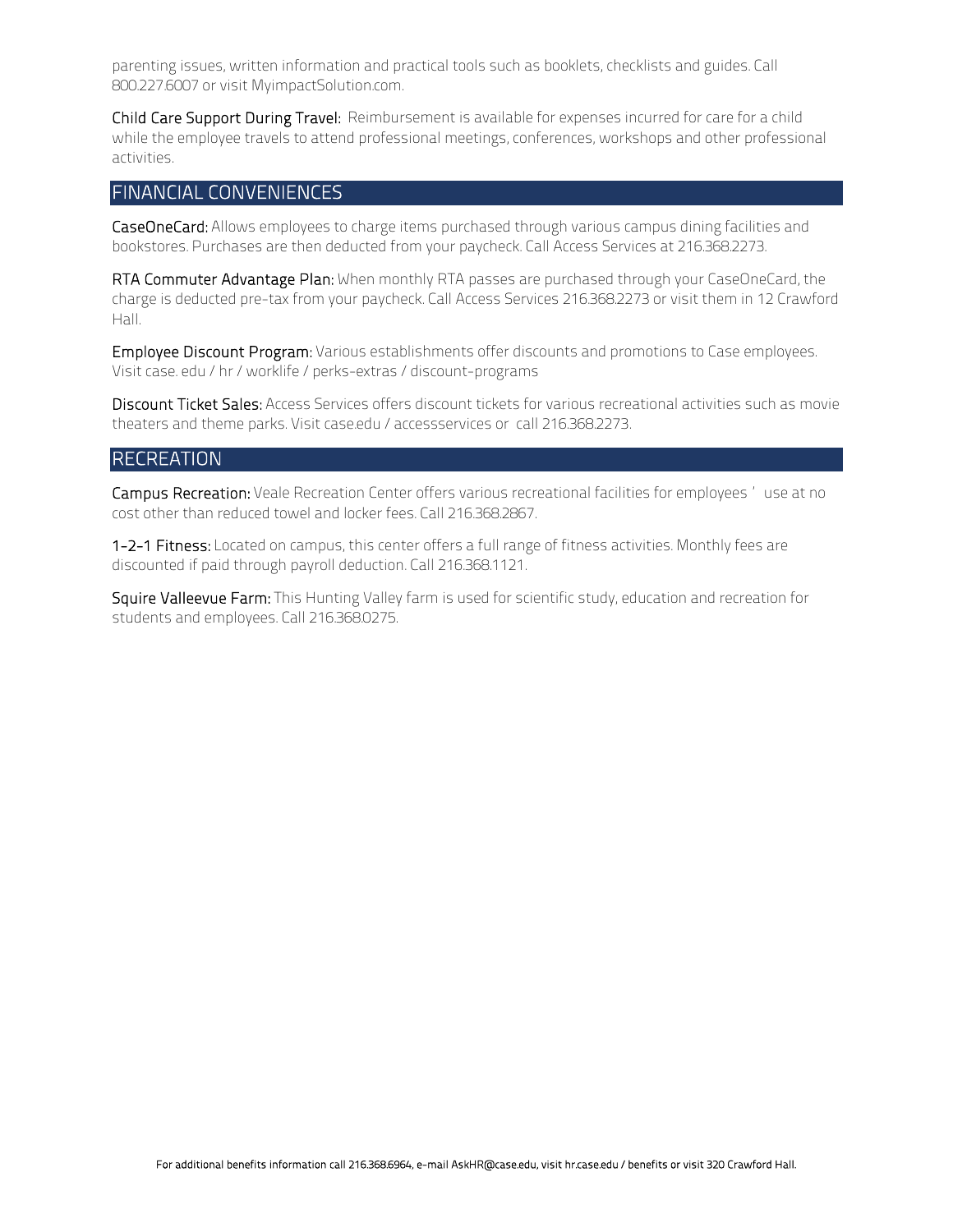parenting issues, written information and practical tools such as booklets, checklists and guides. Call 800.227.6007 or visit MyimpactSolution.com.

**Child Care Support During Travel:** Reimbursement is available for expenses incurred for care for a child while the employee travels to attend professional meetings, conferences, workshops and other professional activities.

## FINANCIAL CONVENIENCES

**CaseOneCard:** Allows employees to charge items purchased through various campus dining facilities and bookstores. Purchases are then deducted from your paycheck. Call Access Services at 216.368.2273.

**RTA Commuter Advantage Plan:** When monthly RTA passes are purchased through your CaseOneCard, the charge is deducted pre-tax from your paycheck. Call Access Services 216.368.2273 or visit them in 12 Crawford Hall.

**Employee Discount Program:** Various establishments offer discounts and promotions to Case employees. Visit case. edu / hr / worklife / perks-extras / discount-programs

**Discount Ticket Sales:** Access Services offers discount tickets for various recreational activities such as movie theaters and theme parks. Visit case.edu / accessservices or call 216.368.2273.

## RECREATION

**Campus Recreation:** Veale Recreation Center offers various recreational facilities for employees ' use at no cost other than reduced towel and locker fees. Call 216.368.2867.

**1-2-1 Fitness:** Located on campus, this center offers a full range of fitness activities. Monthly fees are discounted if paid through payroll deduction. Call 216.368.1121.

**Squire Valleevue Farm:** This Hunting Valley farm is used for scientific study, education and recreation for students and employees. Call 216.368.0275.

For additional benefits information call 216.368.6964, e-mail AskHR@case.edu, visit hr.case.edu / benefits or visit 320 Crawford Hall.